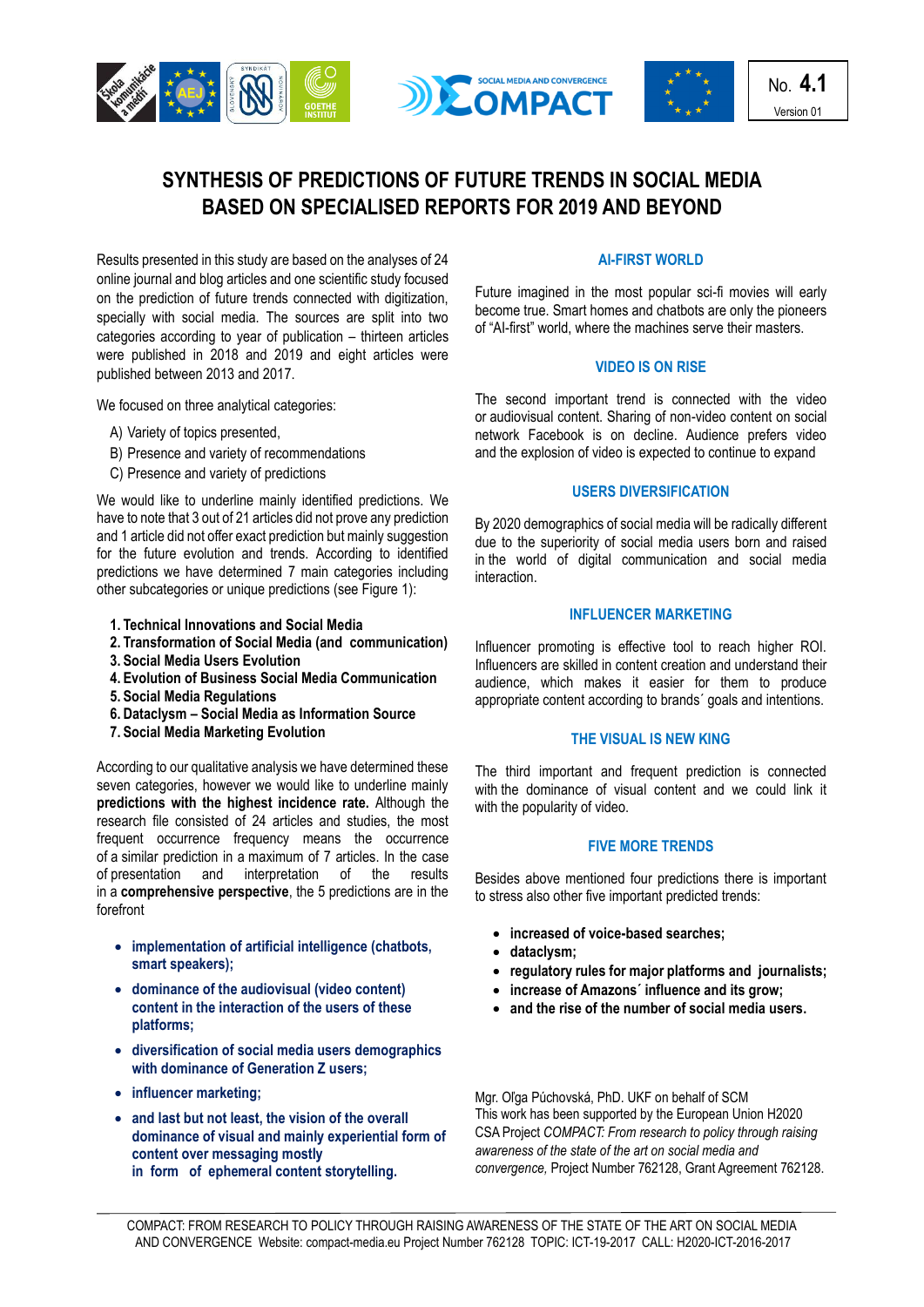No. **4.1**
Version 01

# SYNTHESIS OF PREDICTIONS OF FUTURE TRENDS IN SOCIAL MEDIA BASED ON SPECIALISED REPORTS FOR 2019 AND BEYOND

Results presented in this study are based on the analyses of 24 online journal and blog articles and one scientific study focused on the prediction of future trends connected with digitization, specially with social media. The sources are split into two categories according to year of publication – thirteen articles were published in 2018 and 2019 and eight articles were published between 2013 and 2017.

We focused on three analytical categories:

A) Variety of topics presented,
B) Presence and variety of recommendations
C) Presence and variety of predictions

We would like to underline mainly identified predictions. We have to note that 3 out of 21 articles did not prove any prediction and 1 article did not offer exact prediction but mainly suggestion for the future evolution and trends. According to identified predictions we have determined 7 main categories including other subcategories or unique predictions (see Figure 1):

1. **Technical Innovations and Social Media**
2. **Transformation of Social Media (and communication)**
3. **Social Media Users Evolution**
4. **Evolution of Business Social Media Communication**
5. **Social Media Regulations**
6. **Dataclysm – Social Media as Information Source**
7. **Social Media Marketing Evolution**

According to our qualitative analysis we have determined these seven categories, however we would like to underline mainly **predictions with the highest incidence rate.** Although the research file consisted of 24 articles and studies, the most frequent occurrence frequency means the occurrence of a similar prediction in a maximum of 7 articles. In the case of presentation and interpretation of the results in a **comprehensive perspective**, the 5 predictions are in the forefront

- **implementation of artificial intelligence (chatbots, smart speakers);**
- **dominance of the audiovisual (video content) content in the interaction of the users of these platforms;**
- **diversification of social media users demographics with dominance of Generation Z users;**
- **influencer marketing;**
- **and last but not least, the vision of the overall dominance of visual and mainly experiential form of content over messaging mostly in form of ephemeral content storytelling.**

## AI-FIRST WORLD

Future imagined in the most popular sci-fi movies will early become true. Smart homes and chatbots are only the pioneers of "AI-first" world, where the machines serve their masters.

## VIDEO IS ON RISE

The second important trend is connected with the video or audiovisual content. Sharing of non-video content on social network Facebook is on decline. Audience prefers video and the explosion of video is expected to continue to expand

## USERS DIVERSIFICATION

By 2020 demographics of social media will be radically different due to the superiority of social media users born and raised in the world of digital communication and social media interaction.

## INFLUENCER MARKETING

Influencer promoting is effective tool to reach higher ROI. Influencers are skilled in content creation and understand their audience, which makes it easier for them to produce appropriate content according to brands´ goals and intentions.

## THE VISUAL IS NEW KING

The third important and frequent prediction is connected with the dominance of visual content and we could link it with the popularity of video.

## FIVE MORE TRENDS

Besides above mentioned four predictions there is important to stress also other five important predicted trends:

- **increased of voice-based searches;**
- **dataclysm;**
- **regulatory rules for major platforms and journalists;**
- **increase of Amazons´ influence and its grow;**
- **and the rise of the number of social media users.**

Mgr. Oľga Púchovská, PhD. UKF on behalf of SCM
This work has been supported by the European Union H2020 CSA Project *COMPACT: From research to policy through raising awareness of the state of the art on social media and convergence,* Project Number 762128, Grant Agreement 762128.

COMPACT: FROM RESEARCH TO POLICY THROUGH RAISING AWARENESS OF THE STATE OF THE ART ON SOCIAL MEDIA AND CONVERGENCE Website: compact-media.eu Project Number 762128 TOPIC: ICT-19-2017 CALL: H2020-ICT-2016-2017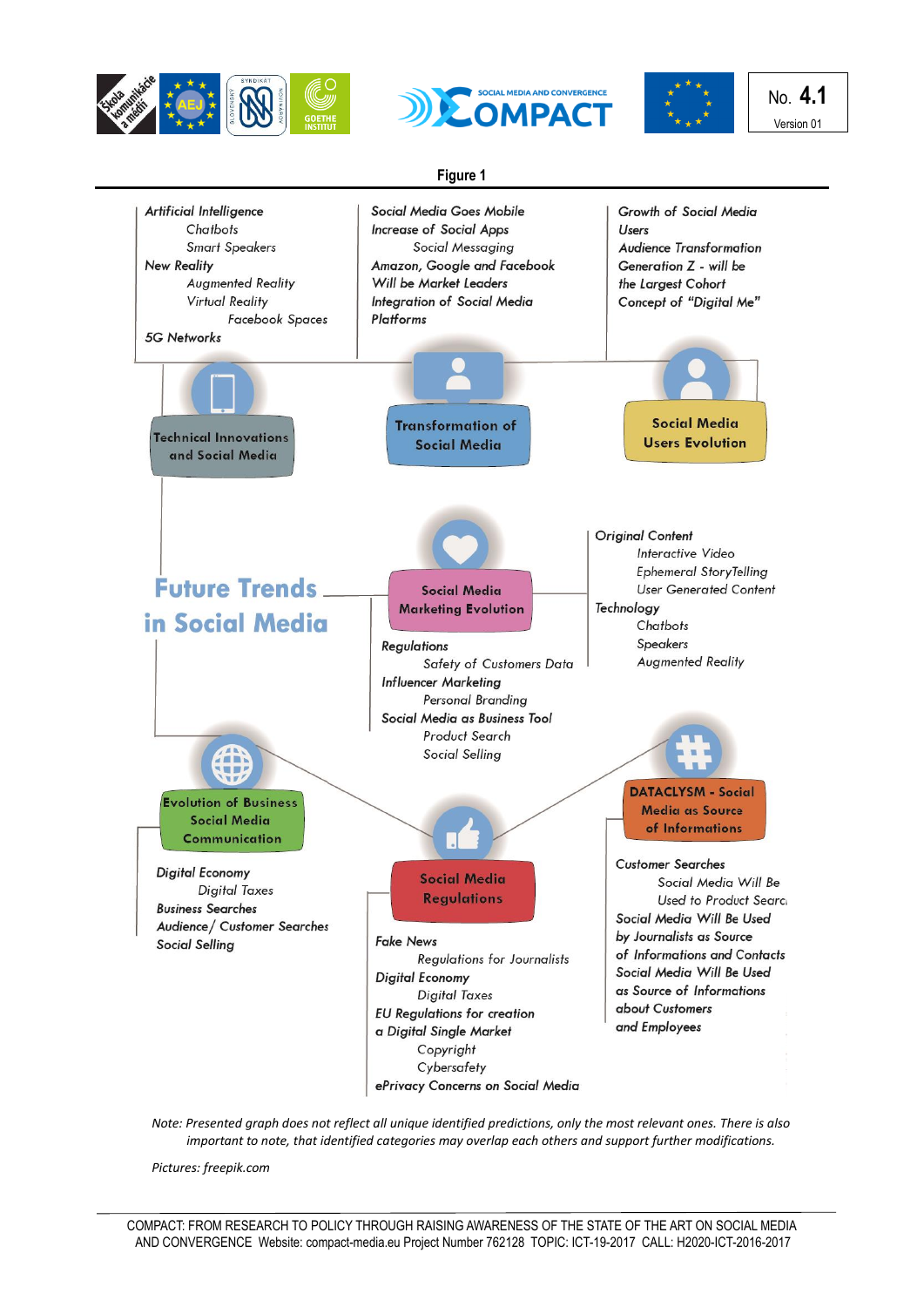**Figure 1**

Artificial Intelligence
Chatbots
Smart Speakers
New Reality
Augmented Reality
Virtual Reality
Facebook Spaces
5G Networks

Social Media Goes Mobile
Increase of Social Apps
Social Messaging
Amazon, Google and Facebook
Will be Market Leaders
Integration of Social Media
Platforms

Growth of Social Media
Users
Audience Transformation
Generation Z - will be
the Largest Cohort
Concept of "Digital Me"

Technical Innovations and Social Media

Transformation of Social Media

Social Media Users Evolution

Future Trends in Social Media

Social Media Marketing Evolution

Original Content
Interactive Video
Ephemeral StoryTelling
User Generated Content
Technology
Chatbots
Speakers
Augmented Reality

Regulations
Safety of Customers Data
Influencer Marketing
Personal Branding
Social Media as Business Tool
Product Search
Social Selling

Evolution of Business Social Media Communication

Digital Economy
Digital Taxes
Business Searches
Audience/ Customer Searches
Social Selling

Social Media Regulations

Fake News
Regulations for Journalists
Digital Economy
Digital Taxes
EU Regulations for creation
a Digital Single Market
Copyright
Cybersafety
ePrivacy Concerns on Social Media

DATACLYSM - Social Media as Source of Informations

Customer Searches
Social Media Will Be
Used to Product Searc
Social Media Will Be Used
by Journalists as Source
of Informations and Contacts
Social Media Will Be Used
as Source of Informations
about Customers
and Employees

*Note: Presented graph does not reflect all unique identified predictions, only the most relevant ones. There is also important to note, that identified categories may overlap each others and support further modifications.*

*Pictures: freepik.com*